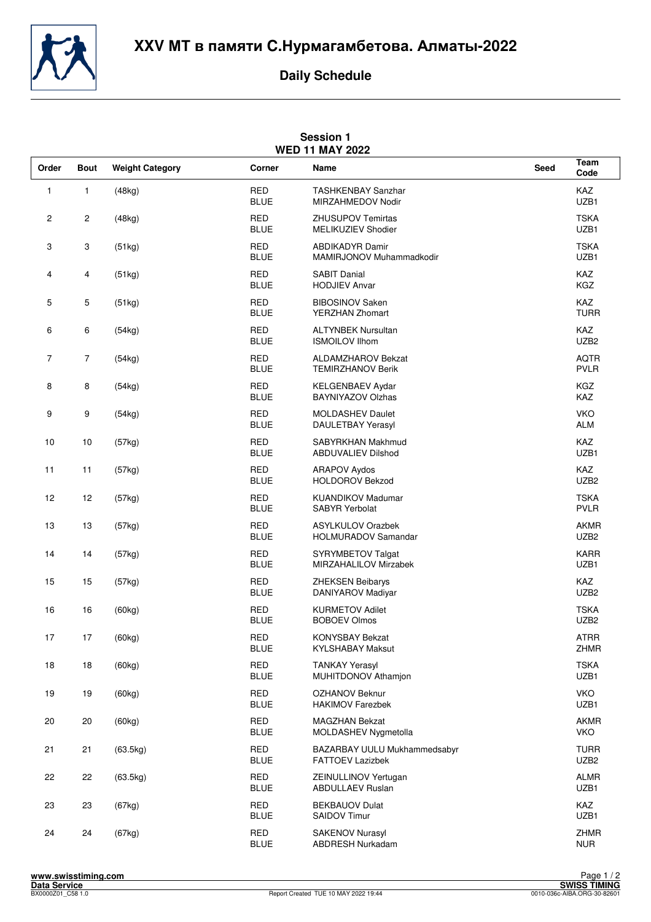# XXV МТ в памяти С.Нурмагамбетова. Алматы-2022

## Daily Schedule

### Session 1
### WED 11 MAY 2022

| Order | Bout | Weight Category | Corner | Name | Seed | Team Code |
|---|---|---|---|---|---|---|
| 1 | 1 | (48kg) | RED<br>BLUE | TASHKENBAY Sanzhar<br>MIRZAHMEDOV Nodir | | KAZ<br>UZB1 |
| 2 | 2 | (48kg) | RED<br>BLUE | ZHUSUPOV Temirtas<br>MELIKUZIEV Shodier | | TSKA<br>UZB1 |
| 3 | 3 | (51kg) | RED<br>BLUE | ABDIKADYR Damir<br>MAMIRJONOV Muhammadkodir | | TSKA<br>UZB1 |
| 4 | 4 | (51kg) | RED<br>BLUE | SABIT Danial<br>HODJIEV Anvar | | KAZ<br>KGZ |
| 5 | 5 | (51kg) | RED<br>BLUE | BIBOSINOV Saken<br>YERZHAN Zhomart | | KAZ<br>TURR |
| 6 | 6 | (54kg) | RED<br>BLUE | ALTYNBEK Nursultan<br>ISMOILOV Ilhom | | KAZ<br>UZB2 |
| 7 | 7 | (54kg) | RED<br>BLUE | ALDAMZHAROV Bekzat<br>TEMIRZHANOV Berik | | AQTR<br>PVLR |
| 8 | 8 | (54kg) | RED<br>BLUE | KELGENBAEV Aydar<br>BAYNIYAZOV Olzhas | | KGZ<br>KAZ |
| 9 | 9 | (54kg) | RED<br>BLUE | MOLDASHEV Daulet<br>DAULETBAY Yerasyl | | VKO<br>ALM |
| 10 | 10 | (57kg) | RED<br>BLUE | SABYRKHAN Makhmud<br>ABDUVALIEV Dilshod | | KAZ<br>UZB1 |
| 11 | 11 | (57kg) | RED<br>BLUE | ARAPOV Aydos<br>HOLDOROV Bekzod | | KAZ<br>UZB2 |
| 12 | 12 | (57kg) | RED<br>BLUE | KUANDIKOV Madumar<br>SABYR Yerbolat | | TSKA<br>PVLR |
| 13 | 13 | (57kg) | RED<br>BLUE | ASYLKULOV Orazbek<br>HOLMURADOV Samandar | | AKMR<br>UZB2 |
| 14 | 14 | (57kg) | RED<br>BLUE | SYRYMBETOV Talgat<br>MIRZAHALILOV Mirzabek | | KARR<br>UZB1 |
| 15 | 15 | (57kg) | RED<br>BLUE | ZHEKSEN Beibarys<br>DANIYAROV Madiyar | | KAZ<br>UZB2 |
| 16 | 16 | (60kg) | RED<br>BLUE | KURMETOV Adilet<br>BOBOEV Olmos | | TSKA<br>UZB2 |
| 17 | 17 | (60kg) | RED<br>BLUE | KONYSBAY Bekzat<br>KYLSHABAY Maksut | | ATRR<br>ZHMR |
| 18 | 18 | (60kg) | RED<br>BLUE | TANKAY Yerasyl<br>MUHITDONOV Athamjon | | TSKA<br>UZB1 |
| 19 | 19 | (60kg) | RED<br>BLUE | OZHANOV Beknur<br>HAKIMOV Farezbek | | VKO<br>UZB1 |
| 20 | 20 | (60kg) | RED<br>BLUE | MAGZHAN Bekzat<br>MOLDASHEV Nygmetolla | | AKMR<br>VKO |
| 21 | 21 | (63.5kg) | RED<br>BLUE | BAZARBAY UULU Mukhammedsabyr<br>FATTOEV Lazizbek | | TURR<br>UZB2 |
| 22 | 22 | (63.5kg) | RED<br>BLUE | ZEINULLINOV Yertugan<br>ABDULLAEV Ruslan | | ALMR<br>UZB1 |
| 23 | 23 | (67kg) | RED<br>BLUE | BEKBAUOV Dulat<br>SAIDOV Timur | | KAZ<br>UZB1 |
| 24 | 24 | (67kg) | RED<br>BLUE | SAKENOV Nurasyl<br>ABDRESH Nurkadam | | ZHMR<br>NUR |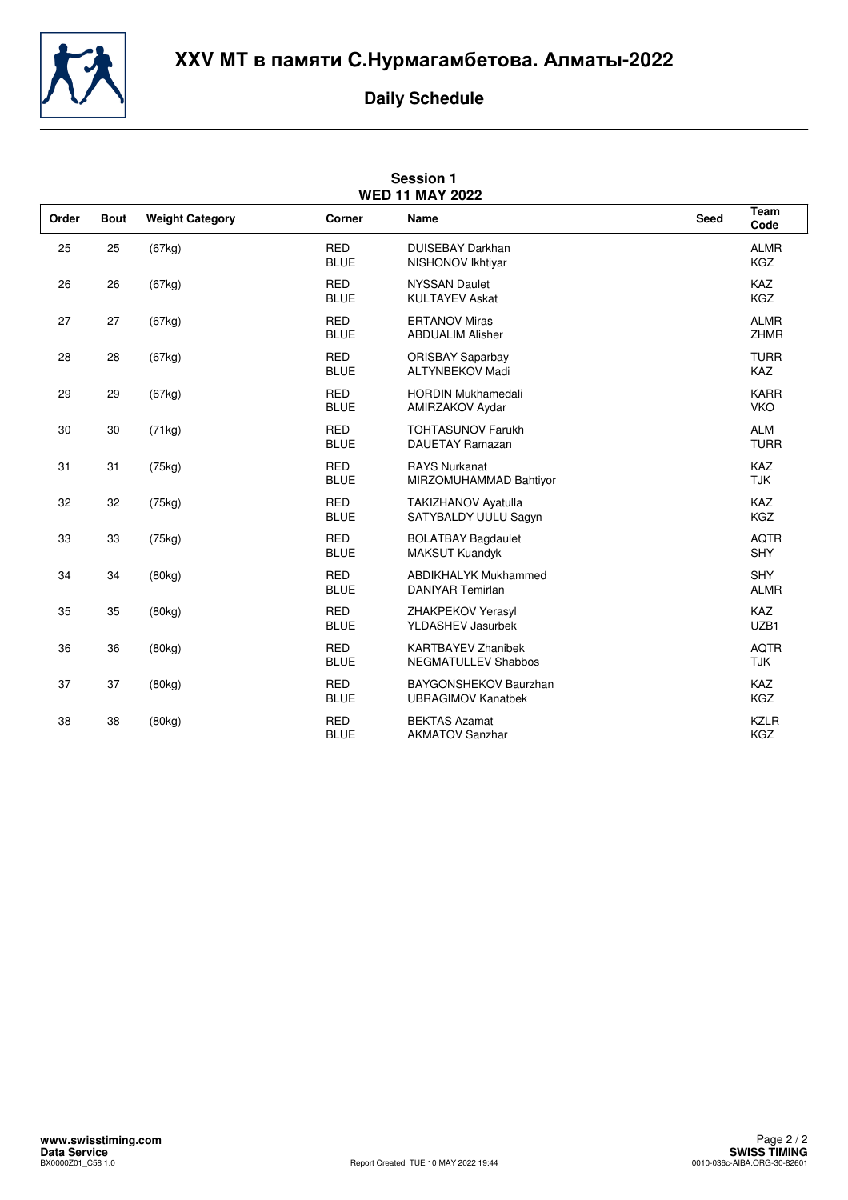# XXV MT в памяти С.Нурмагамбетова. Алматы-2022

## Daily Schedule

### Session 1
### WED 11 MAY 2022

| Order | Bout | Weight Category | Corner | Name | Seed | Team Code |
|---|---|---|---|---|---|---|
| 25 | 25 | (67kg) | RED<br>BLUE | DUISEBAY Darkhan<br>NISHONOV Ikhtiyar | | ALMR<br>KGZ |
| 26 | 26 | (67kg) | RED<br>BLUE | NYSSAN Daulet<br>KULTAYEV Askat | | KAZ<br>KGZ |
| 27 | 27 | (67kg) | RED<br>BLUE | ERTANOV Miras<br>ABDUALIM Alisher | | ALMR<br>ZHMR |
| 28 | 28 | (67kg) | RED<br>BLUE | ORISBAY Saparbay<br>ALTYNBEKOV Madi | | TURR<br>KAZ |
| 29 | 29 | (67kg) | RED<br>BLUE | HORDIN Mukhamedali<br>AMIRZAKOV Aydar | | KARR<br>VKO |
| 30 | 30 | (71kg) | RED<br>BLUE | TOHTASUNOV Farukh<br>DAUETAY Ramazan | | ALM<br>TURR |
| 31 | 31 | (75kg) | RED<br>BLUE | RAYS Nurkanat<br>MIRZOMUHAMMAD Bahtiyor | | KAZ<br>TJK |
| 32 | 32 | (75kg) | RED<br>BLUE | TAKIZHANOV Ayatulla<br>SATYBALDY UULU Sagyn | | KAZ<br>KGZ |
| 33 | 33 | (75kg) | RED<br>BLUE | BOLATBAY Bagdaulet<br>MAKSUT Kuandyk | | AQTR<br>SHY |
| 34 | 34 | (80kg) | RED<br>BLUE | ABDIKHALYK Mukhammed<br>DANIYAR Temirlan | | SHY<br>ALMR |
| 35 | 35 | (80kg) | RED<br>BLUE | ZHAKPEKOV Yerasyl<br>YLDASHEV Jasurbek | | KAZ<br>UZB1 |
| 36 | 36 | (80kg) | RED<br>BLUE | KARTBAYEV Zhanibek<br>NEGMATULLEV Shabbos | | AQTR<br>TJK |
| 37 | 37 | (80kg) | RED<br>BLUE | BAYGONSHEKOV Baurzhan<br>UBRAGIMOV Kanatbek | | KAZ<br>KGZ |
| 38 | 38 | (80kg) | RED<br>BLUE | BEKTAS Azamat<br>AKMATOV Sanzhar | | KZLR<br>KGZ |

www.swisstiming.com
Data Service
BX0000Z01_C58 1.0

Report Created TUE 10 MAY 2022 19:44

SWISS TIMING
0010-036c-AIBA.ORG-30-82601